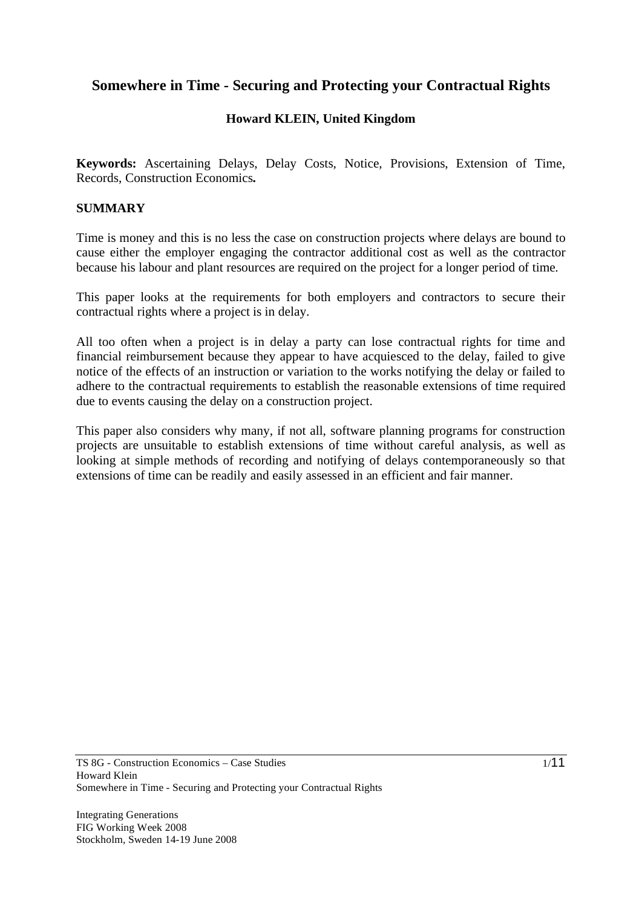# Somewhere in Time - Securing and Protecting your Contractual Rights

**Howard KLEIN, United Kingdom**

**Keywords:** Ascertaining Delays, Delay Costs, Notice, Provisions, Extension of Time, Records, Construction Economics**.**

## SUMMARY

Time is money and this is no less the case on construction projects where delays are bound to cause either the employer engaging the contractor additional cost as well as the contractor because his labour and plant resources are required on the project for a longer period of time.

This paper looks at the requirements for both employers and contractors to secure their contractual rights where a project is in delay.

All too often when a project is in delay a party can lose contractual rights for time and financial reimbursement because they appear to have acquiesced to the delay, failed to give notice of the effects of an instruction or variation to the works notifying the delay or failed to adhere to the contractual requirements to establish the reasonable extensions of time required due to events causing the delay on a construction project.

This paper also considers why many, if not all, software planning programs for construction projects are unsuitable to establish extensions of time without careful analysis, as well as looking at simple methods of recording and notifying of delays contemporaneously so that extensions of time can be readily and easily assessed in an efficient and fair manner.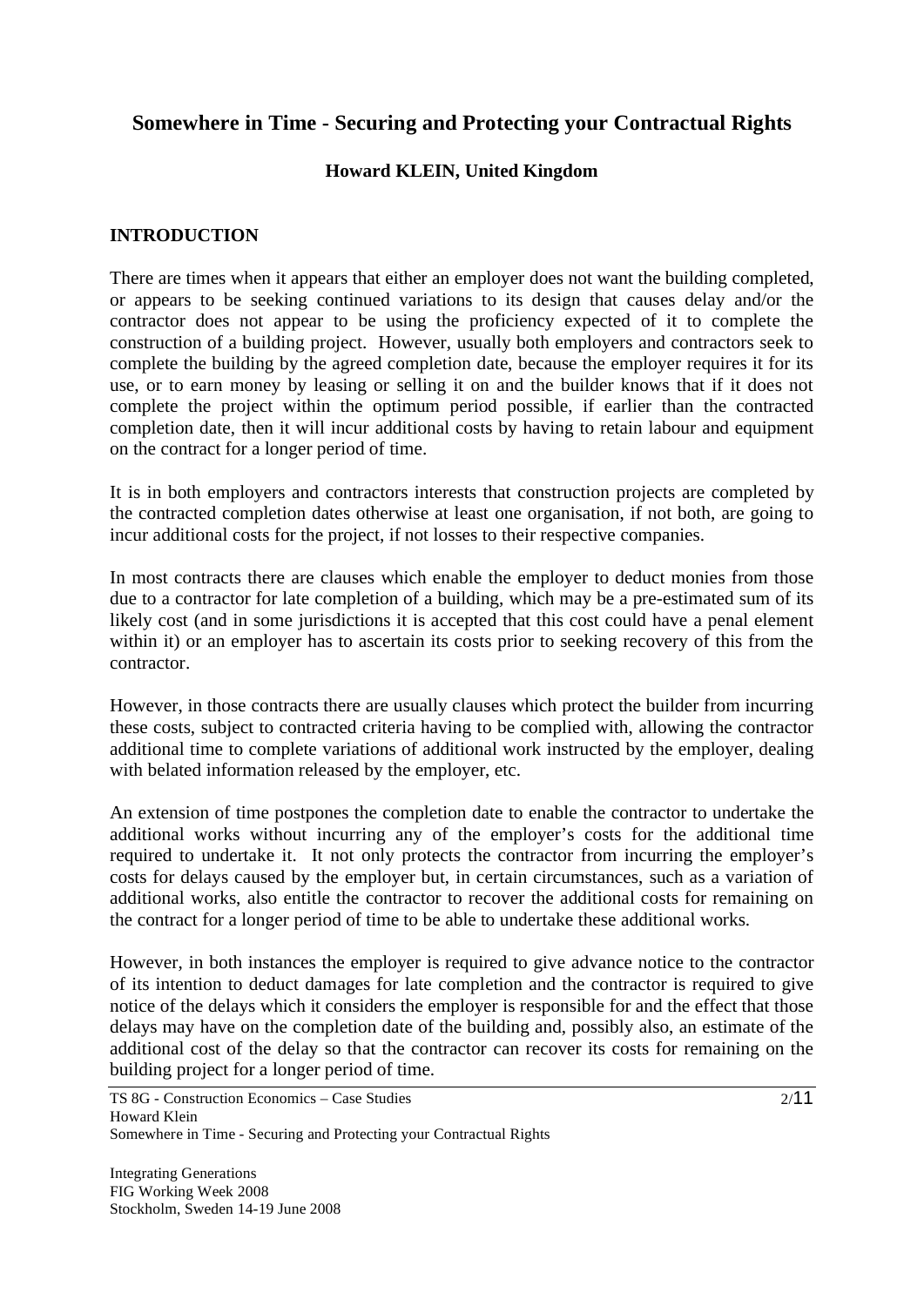## Somewhere in Time - Securing and Protecting your Contractual Rights

**Howard KLEIN, United Kingdom**

### INTRODUCTION

There are times when it appears that either an employer does not want the building completed, or appears to be seeking continued variations to its design that causes delay and/or the contractor does not appear to be using the proficiency expected of it to complete the construction of a building project. However, usually both employers and contractors seek to complete the building by the agreed completion date, because the employer requires it for its use, or to earn money by leasing or selling it on and the builder knows that if it does not complete the project within the optimum period possible, if earlier than the contracted completion date, then it will incur additional costs by having to retain labour and equipment on the contract for a longer period of time.

It is in both employers and contractors interests that construction projects are completed by the contracted completion dates otherwise at least one organisation, if not both, are going to incur additional costs for the project, if not losses to their respective companies.

In most contracts there are clauses which enable the employer to deduct monies from those due to a contractor for late completion of a building, which may be a pre-estimated sum of its likely cost (and in some jurisdictions it is accepted that this cost could have a penal element within it) or an employer has to ascertain its costs prior to seeking recovery of this from the contractor.

However, in those contracts there are usually clauses which protect the builder from incurring these costs, subject to contracted criteria having to be complied with, allowing the contractor additional time to complete variations of additional work instructed by the employer, dealing with belated information released by the employer, etc.

An extension of time postpones the completion date to enable the contractor to undertake the additional works without incurring any of the employer's costs for the additional time required to undertake it. It not only protects the contractor from incurring the employer's costs for delays caused by the employer but, in certain circumstances, such as a variation of additional works, also entitle the contractor to recover the additional costs for remaining on the contract for a longer period of time to be able to undertake these additional works.

However, in both instances the employer is required to give advance notice to the contractor of its intention to deduct damages for late completion and the contractor is required to give notice of the delays which it considers the employer is responsible for and the effect that those delays may have on the completion date of the building and, possibly also, an estimate of the additional cost of the delay so that the contractor can recover its costs for remaining on the building project for a longer period of time.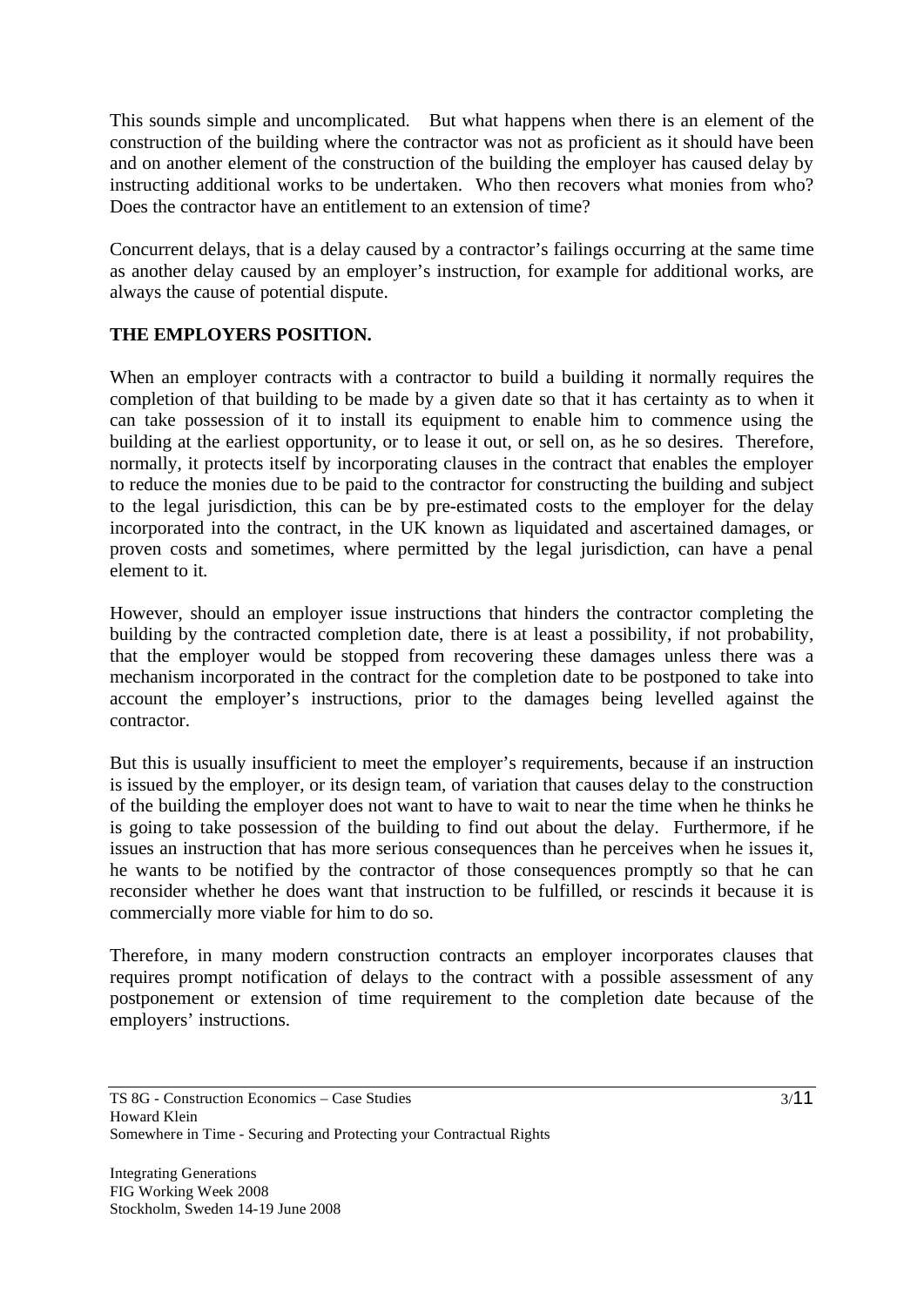This sounds simple and uncomplicated. But what happens when there is an element of the construction of the building where the contractor was not as proficient as it should have been and on another element of the construction of the building the employer has caused delay by instructing additional works to be undertaken. Who then recovers what monies from who? Does the contractor have an entitlement to an extension of time?

Concurrent delays, that is a delay caused by a contractor's failings occurring at the same time as another delay caused by an employer's instruction, for example for additional works, are always the cause of potential dispute.

**THE EMPLOYERS POSITION.**

When an employer contracts with a contractor to build a building it normally requires the completion of that building to be made by a given date so that it has certainty as to when it can take possession of it to install its equipment to enable him to commence using the building at the earliest opportunity, or to lease it out, or sell on, as he so desires. Therefore, normally, it protects itself by incorporating clauses in the contract that enables the employer to reduce the monies due to be paid to the contractor for constructing the building and subject to the legal jurisdiction, this can be by pre-estimated costs to the employer for the delay incorporated into the contract, in the UK known as liquidated and ascertained damages, or proven costs and sometimes, where permitted by the legal jurisdiction, can have a penal element to it.

However, should an employer issue instructions that hinders the contractor completing the building by the contracted completion date, there is at least a possibility, if not probability, that the employer would be stopped from recovering these damages unless there was a mechanism incorporated in the contract for the completion date to be postponed to take into account the employer's instructions, prior to the damages being levelled against the contractor.

But this is usually insufficient to meet the employer's requirements, because if an instruction is issued by the employer, or its design team, of variation that causes delay to the construction of the building the employer does not want to have to wait to near the time when he thinks he is going to take possession of the building to find out about the delay. Furthermore, if he issues an instruction that has more serious consequences than he perceives when he issues it, he wants to be notified by the contractor of those consequences promptly so that he can reconsider whether he does want that instruction to be fulfilled, or rescinds it because it is commercially more viable for him to do so.

Therefore, in many modern construction contracts an employer incorporates clauses that requires prompt notification of delays to the contract with a possible assessment of any postponement or extension of time requirement to the completion date because of the employers' instructions.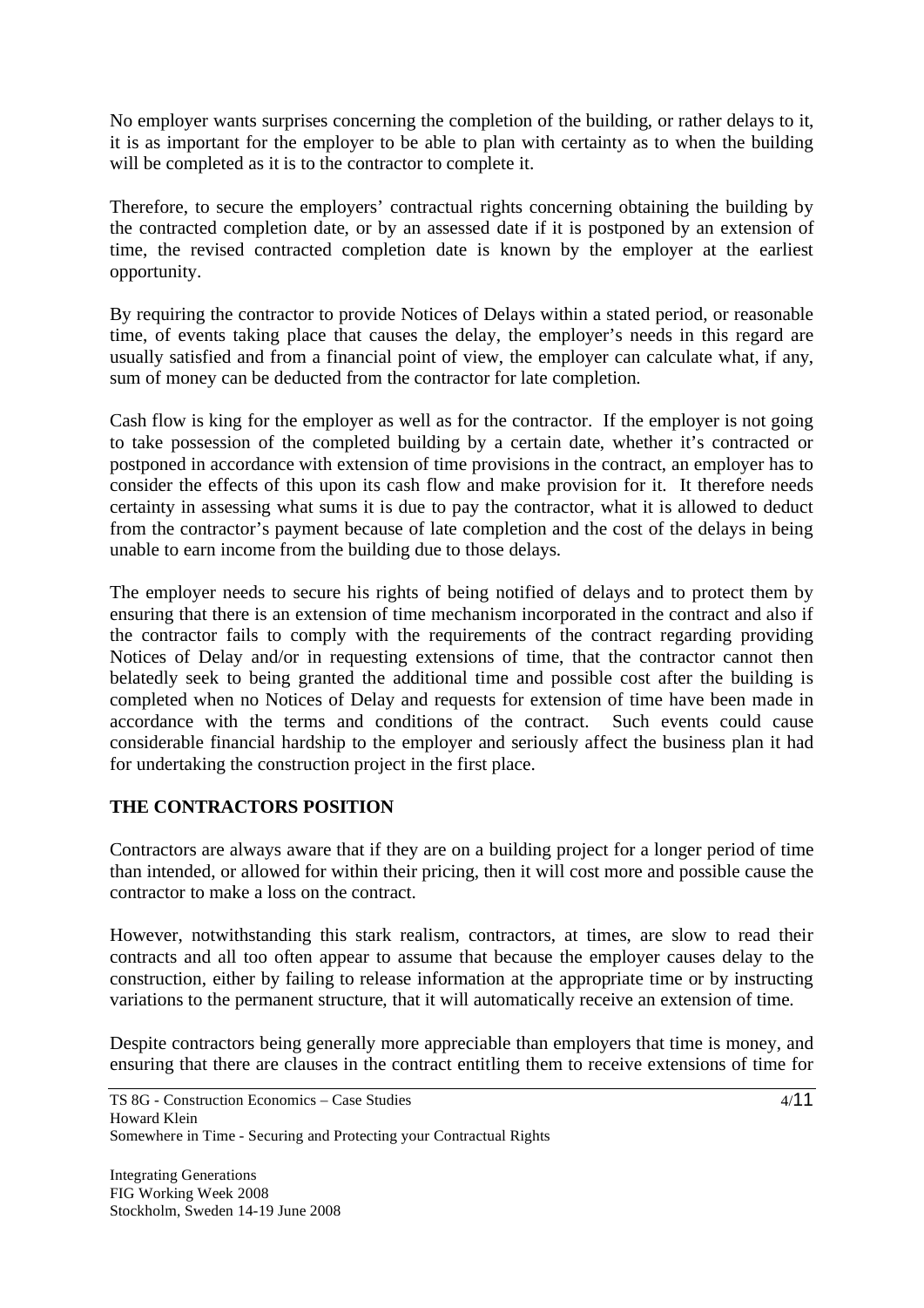No employer wants surprises concerning the completion of the building, or rather delays to it, it is as important for the employer to be able to plan with certainty as to when the building will be completed as it is to the contractor to complete it.

Therefore, to secure the employers' contractual rights concerning obtaining the building by the contracted completion date, or by an assessed date if it is postponed by an extension of time, the revised contracted completion date is known by the employer at the earliest opportunity.

By requiring the contractor to provide Notices of Delays within a stated period, or reasonable time, of events taking place that causes the delay, the employer's needs in this regard are usually satisfied and from a financial point of view, the employer can calculate what, if any, sum of money can be deducted from the contractor for late completion.

Cash flow is king for the employer as well as for the contractor. If the employer is not going to take possession of the completed building by a certain date, whether it's contracted or postponed in accordance with extension of time provisions in the contract, an employer has to consider the effects of this upon its cash flow and make provision for it. It therefore needs certainty in assessing what sums it is due to pay the contractor, what it is allowed to deduct from the contractor's payment because of late completion and the cost of the delays in being unable to earn income from the building due to those delays.

The employer needs to secure his rights of being notified of delays and to protect them by ensuring that there is an extension of time mechanism incorporated in the contract and also if the contractor fails to comply with the requirements of the contract regarding providing Notices of Delay and/or in requesting extensions of time, that the contractor cannot then belatedly seek to being granted the additional time and possible cost after the building is completed when no Notices of Delay and requests for extension of time have been made in accordance with the terms and conditions of the contract. Such events could cause considerable financial hardship to the employer and seriously affect the business plan it had for undertaking the construction project in the first place.

## THE CONTRACTORS POSITION

Contractors are always aware that if they are on a building project for a longer period of time than intended, or allowed for within their pricing, then it will cost more and possible cause the contractor to make a loss on the contract.

However, notwithstanding this stark realism, contractors, at times, are slow to read their contracts and all too often appear to assume that because the employer causes delay to the construction, either by failing to release information at the appropriate time or by instructing variations to the permanent structure, that it will automatically receive an extension of time.

Despite contractors being generally more appreciable than employers that time is money, and ensuring that there are clauses in the contract entitling them to receive extensions of time for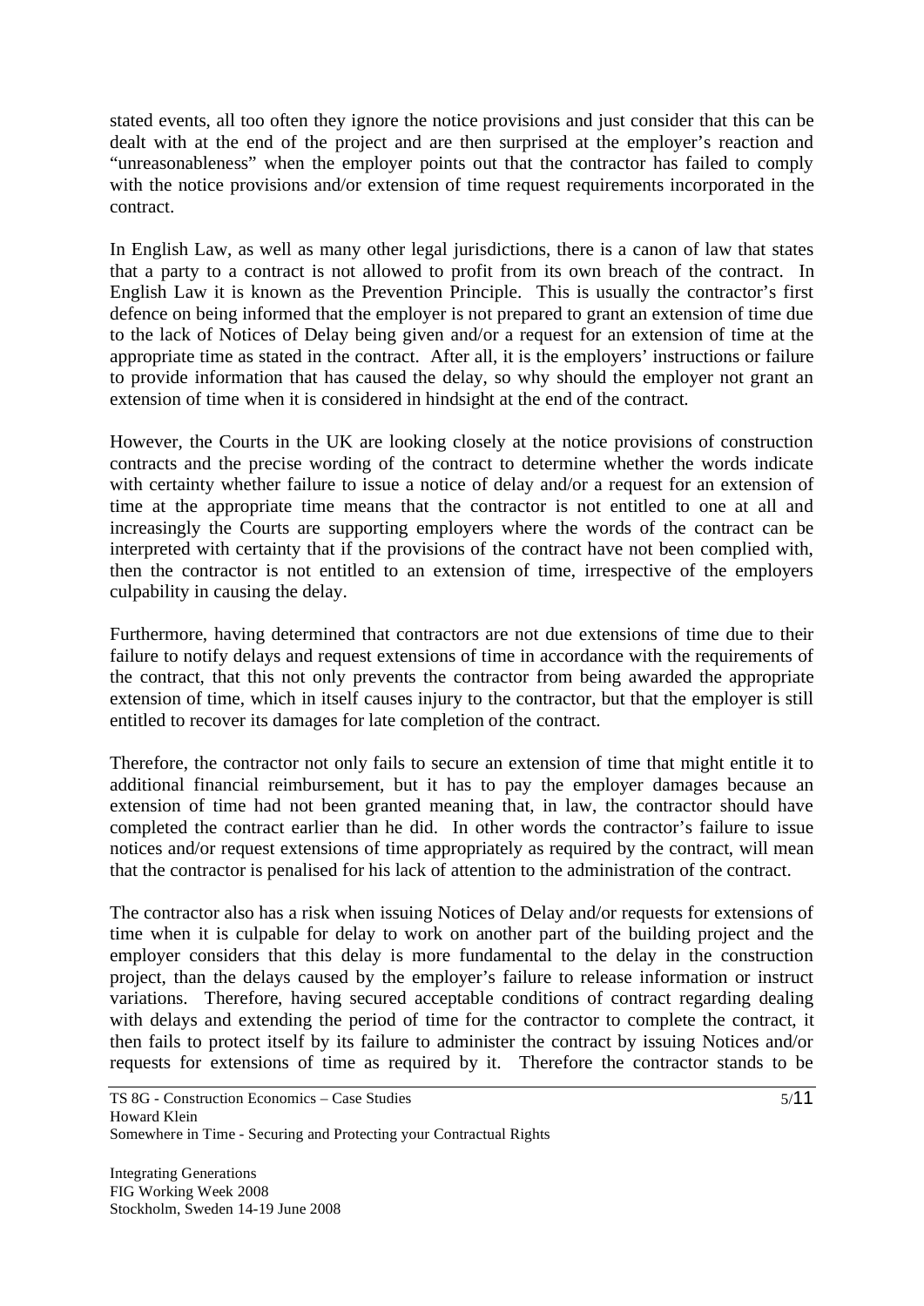stated events, all too often they ignore the notice provisions and just consider that this can be dealt with at the end of the project and are then surprised at the employer's reaction and "unreasonableness" when the employer points out that the contractor has failed to comply with the notice provisions and/or extension of time request requirements incorporated in the contract.

In English Law, as well as many other legal jurisdictions, there is a canon of law that states that a party to a contract is not allowed to profit from its own breach of the contract. In English Law it is known as the Prevention Principle. This is usually the contractor's first defence on being informed that the employer is not prepared to grant an extension of time due to the lack of Notices of Delay being given and/or a request for an extension of time at the appropriate time as stated in the contract. After all, it is the employers' instructions or failure to provide information that has caused the delay, so why should the employer not grant an extension of time when it is considered in hindsight at the end of the contract.

However, the Courts in the UK are looking closely at the notice provisions of construction contracts and the precise wording of the contract to determine whether the words indicate with certainty whether failure to issue a notice of delay and/or a request for an extension of time at the appropriate time means that the contractor is not entitled to one at all and increasingly the Courts are supporting employers where the words of the contract can be interpreted with certainty that if the provisions of the contract have not been complied with, then the contractor is not entitled to an extension of time, irrespective of the employers culpability in causing the delay.

Furthermore, having determined that contractors are not due extensions of time due to their failure to notify delays and request extensions of time in accordance with the requirements of the contract, that this not only prevents the contractor from being awarded the appropriate extension of time, which in itself causes injury to the contractor, but that the employer is still entitled to recover its damages for late completion of the contract.

Therefore, the contractor not only fails to secure an extension of time that might entitle it to additional financial reimbursement, but it has to pay the employer damages because an extension of time had not been granted meaning that, in law, the contractor should have completed the contract earlier than he did. In other words the contractor's failure to issue notices and/or request extensions of time appropriately as required by the contract, will mean that the contractor is penalised for his lack of attention to the administration of the contract.

The contractor also has a risk when issuing Notices of Delay and/or requests for extensions of time when it is culpable for delay to work on another part of the building project and the employer considers that this delay is more fundamental to the delay in the construction project, than the delays caused by the employer's failure to release information or instruct variations. Therefore, having secured acceptable conditions of contract regarding dealing with delays and extending the period of time for the contractor to complete the contract, it then fails to protect itself by its failure to administer the contract by issuing Notices and/or requests for extensions of time as required by it. Therefore the contractor stands to be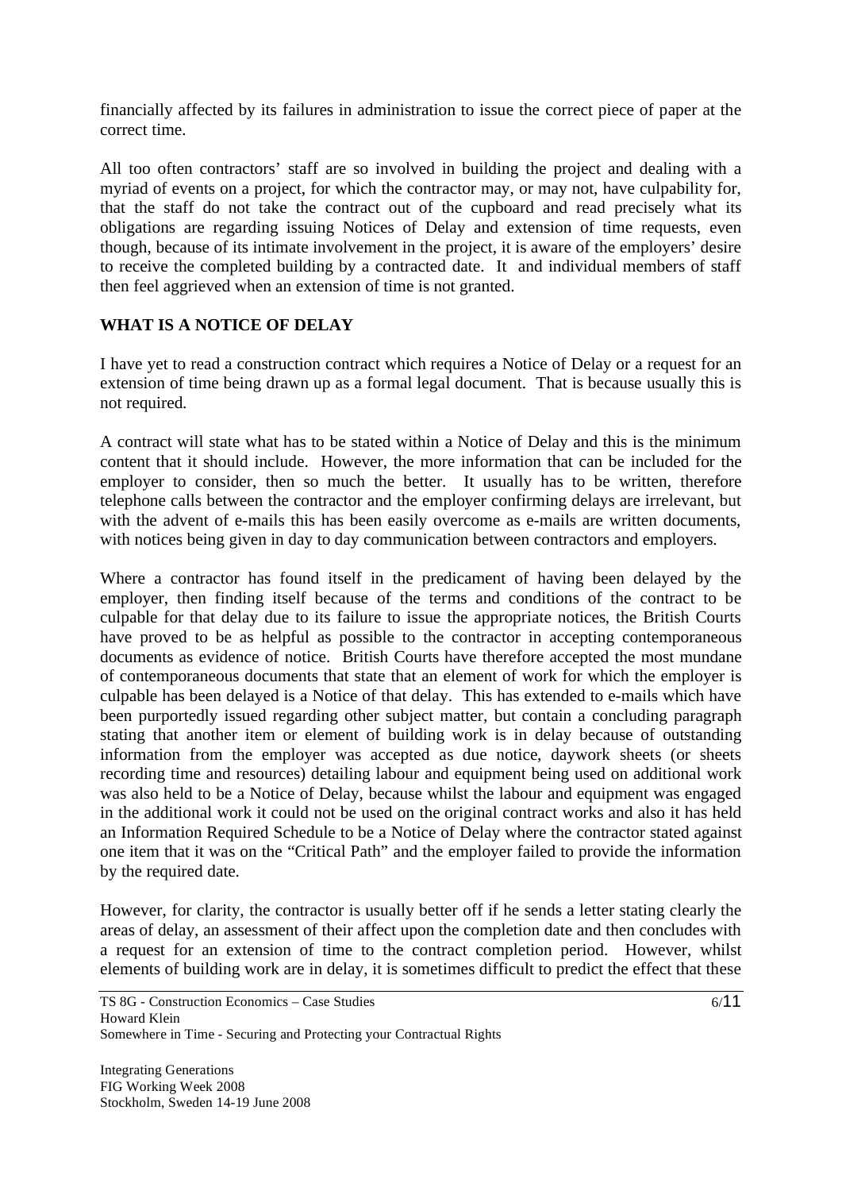financially affected by its failures in administration to issue the correct piece of paper at the correct time.

All too often contractors' staff are so involved in building the project and dealing with a myriad of events on a project, for which the contractor may, or may not, have culpability for, that the staff do not take the contract out of the cupboard and read precisely what its obligations are regarding issuing Notices of Delay and extension of time requests, even though, because of its intimate involvement in the project, it is aware of the employers' desire to receive the completed building by a contracted date. It and individual members of staff then feel aggrieved when an extension of time is not granted.

## WHAT IS A NOTICE OF DELAY

I have yet to read a construction contract which requires a Notice of Delay or a request for an extension of time being drawn up as a formal legal document. That is because usually this is not required.

A contract will state what has to be stated within a Notice of Delay and this is the minimum content that it should include. However, the more information that can be included for the employer to consider, then so much the better. It usually has to be written, therefore telephone calls between the contractor and the employer confirming delays are irrelevant, but with the advent of e-mails this has been easily overcome as e-mails are written documents, with notices being given in day to day communication between contractors and employers.

Where a contractor has found itself in the predicament of having been delayed by the employer, then finding itself because of the terms and conditions of the contract to be culpable for that delay due to its failure to issue the appropriate notices, the British Courts have proved to be as helpful as possible to the contractor in accepting contemporaneous documents as evidence of notice. British Courts have therefore accepted the most mundane of contemporaneous documents that state that an element of work for which the employer is culpable has been delayed is a Notice of that delay. This has extended to e-mails which have been purportedly issued regarding other subject matter, but contain a concluding paragraph stating that another item or element of building work is in delay because of outstanding information from the employer was accepted as due notice, daywork sheets (or sheets recording time and resources) detailing labour and equipment being used on additional work was also held to be a Notice of Delay, because whilst the labour and equipment was engaged in the additional work it could not be used on the original contract works and also it has held an Information Required Schedule to be a Notice of Delay where the contractor stated against one item that it was on the "Critical Path" and the employer failed to provide the information by the required date.

However, for clarity, the contractor is usually better off if he sends a letter stating clearly the areas of delay, an assessment of their affect upon the completion date and then concludes with a request for an extension of time to the contract completion period. However, whilst elements of building work are in delay, it is sometimes difficult to predict the effect that these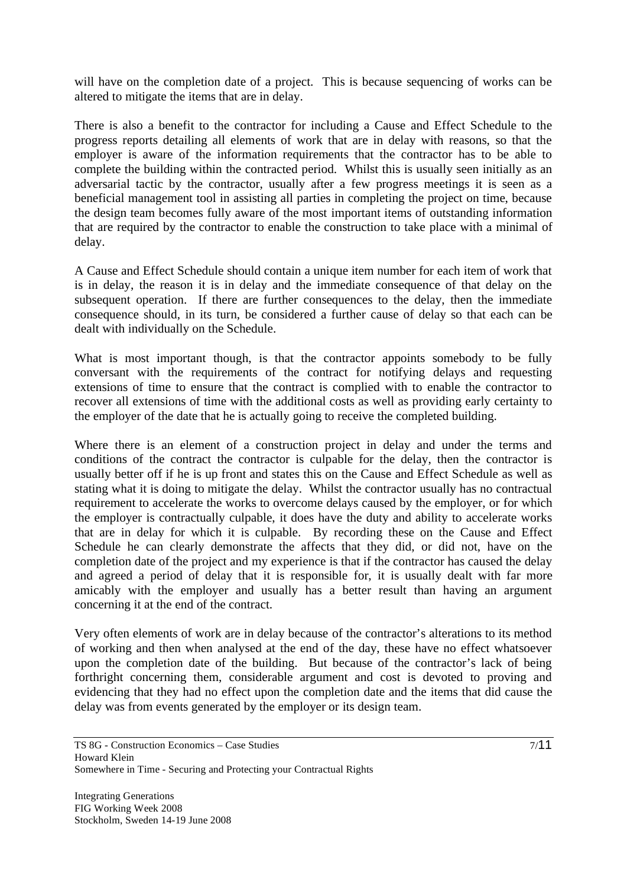will have on the completion date of a project. This is because sequencing of works can be altered to mitigate the items that are in delay.

There is also a benefit to the contractor for including a Cause and Effect Schedule to the progress reports detailing all elements of work that are in delay with reasons, so that the employer is aware of the information requirements that the contractor has to be able to complete the building within the contracted period. Whilst this is usually seen initially as an adversarial tactic by the contractor, usually after a few progress meetings it is seen as a beneficial management tool in assisting all parties in completing the project on time, because the design team becomes fully aware of the most important items of outstanding information that are required by the contractor to enable the construction to take place with a minimal of delay.

A Cause and Effect Schedule should contain a unique item number for each item of work that is in delay, the reason it is in delay and the immediate consequence of that delay on the subsequent operation. If there are further consequences to the delay, then the immediate consequence should, in its turn, be considered a further cause of delay so that each can be dealt with individually on the Schedule.

What is most important though, is that the contractor appoints somebody to be fully conversant with the requirements of the contract for notifying delays and requesting extensions of time to ensure that the contract is complied with to enable the contractor to recover all extensions of time with the additional costs as well as providing early certainty to the employer of the date that he is actually going to receive the completed building.

Where there is an element of a construction project in delay and under the terms and conditions of the contract the contractor is culpable for the delay, then the contractor is usually better off if he is up front and states this on the Cause and Effect Schedule as well as stating what it is doing to mitigate the delay. Whilst the contractor usually has no contractual requirement to accelerate the works to overcome delays caused by the employer, or for which the employer is contractually culpable, it does have the duty and ability to accelerate works that are in delay for which it is culpable. By recording these on the Cause and Effect Schedule he can clearly demonstrate the affects that they did, or did not, have on the completion date of the project and my experience is that if the contractor has caused the delay and agreed a period of delay that it is responsible for, it is usually dealt with far more amicably with the employer and usually has a better result than having an argument concerning it at the end of the contract.

Very often elements of work are in delay because of the contractor's alterations to its method of working and then when analysed at the end of the day, these have no effect whatsoever upon the completion date of the building. But because of the contractor's lack of being forthright concerning them, considerable argument and cost is devoted to proving and evidencing that they had no effect upon the completion date and the items that did cause the delay was from events generated by the employer or its design team.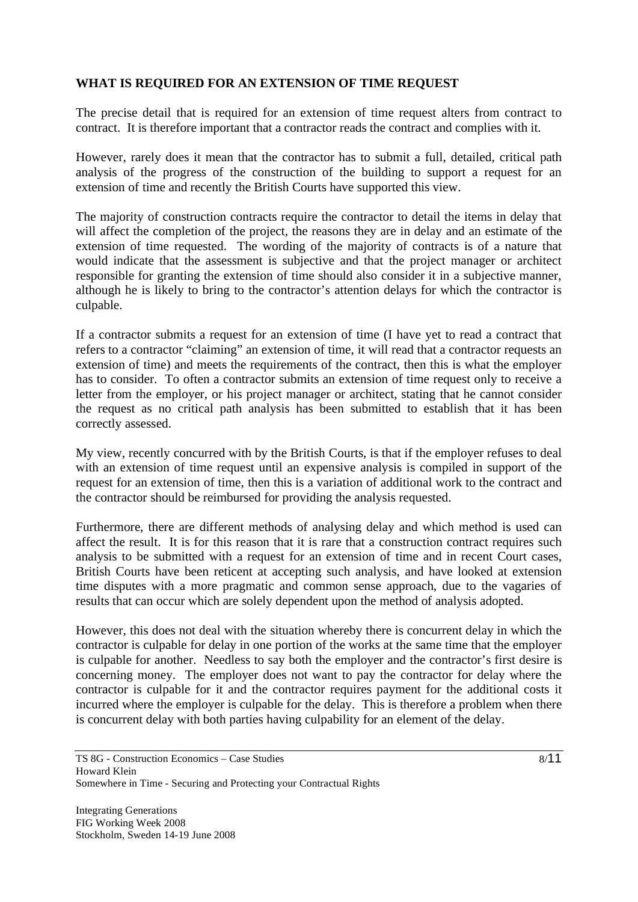**WHAT IS REQUIRED FOR AN EXTENSION OF TIME REQUEST**

The precise detail that is required for an extension of time request alters from contract to contract. It is therefore important that a contractor reads the contract and complies with it.

However, rarely does it mean that the contractor has to submit a full, detailed, critical path analysis of the progress of the construction of the building to support a request for an extension of time and recently the British Courts have supported this view.

The majority of construction contracts require the contractor to detail the items in delay that will affect the completion of the project, the reasons they are in delay and an estimate of the extension of time requested. The wording of the majority of contracts is of a nature that would indicate that the assessment is subjective and that the project manager or architect responsible for granting the extension of time should also consider it in a subjective manner, although he is likely to bring to the contractor's attention delays for which the contractor is culpable.

If a contractor submits a request for an extension of time (I have yet to read a contract that refers to a contractor "claiming" an extension of time, it will read that a contractor requests an extension of time) and meets the requirements of the contract, then this is what the employer has to consider. To often a contractor submits an extension of time request only to receive a letter from the employer, or his project manager or architect, stating that he cannot consider the request as no critical path analysis has been submitted to establish that it has been correctly assessed.

My view, recently concurred with by the British Courts, is that if the employer refuses to deal with an extension of time request until an expensive analysis is compiled in support of the request for an extension of time, then this is a variation of additional work to the contract and the contractor should be reimbursed for providing the analysis requested.

Furthermore, there are different methods of analysing delay and which method is used can affect the result. It is for this reason that it is rare that a construction contract requires such analysis to be submitted with a request for an extension of time and in recent Court cases, British Courts have been reticent at accepting such analysis, and have looked at extension time disputes with a more pragmatic and common sense approach, due to the vagaries of results that can occur which are solely dependent upon the method of analysis adopted.

However, this does not deal with the situation whereby there is concurrent delay in which the contractor is culpable for delay in one portion of the works at the same time that the employer is culpable for another. Needless to say both the employer and the contractor's first desire is concerning money. The employer does not want to pay the contractor for delay where the contractor is culpable for it and the contractor requires payment for the additional costs it incurred where the employer is culpable for the delay. This is therefore a problem when there is concurrent delay with both parties having culpability for an element of the delay.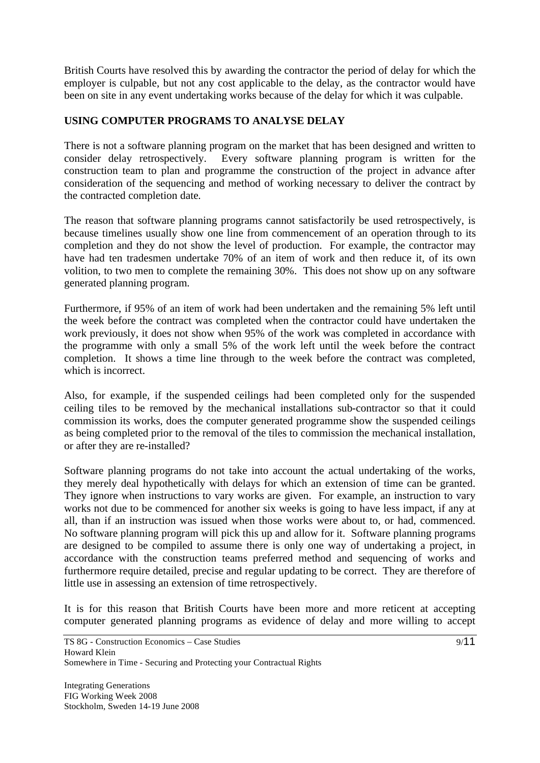British Courts have resolved this by awarding the contractor the period of delay for which the employer is culpable, but not any cost applicable to the delay, as the contractor would have been on site in any event undertaking works because of the delay for which it was culpable.

## USING COMPUTER PROGRAMS TO ANALYSE DELAY

There is not a software planning program on the market that has been designed and written to consider delay retrospectively. Every software planning program is written for the construction team to plan and programme the construction of the project in advance after consideration of the sequencing and method of working necessary to deliver the contract by the contracted completion date.

The reason that software planning programs cannot satisfactorily be used retrospectively, is because timelines usually show one line from commencement of an operation through to its completion and they do not show the level of production. For example, the contractor may have had ten tradesmen undertake 70% of an item of work and then reduce it, of its own volition, to two men to complete the remaining 30%. This does not show up on any software generated planning program.

Furthermore, if 95% of an item of work had been undertaken and the remaining 5% left until the week before the contract was completed when the contractor could have undertaken the work previously, it does not show when 95% of the work was completed in accordance with the programme with only a small 5% of the work left until the week before the contract completion. It shows a time line through to the week before the contract was completed, which is incorrect.

Also, for example, if the suspended ceilings had been completed only for the suspended ceiling tiles to be removed by the mechanical installations sub-contractor so that it could commission its works, does the computer generated programme show the suspended ceilings as being completed prior to the removal of the tiles to commission the mechanical installation, or after they are re-installed?

Software planning programs do not take into account the actual undertaking of the works, they merely deal hypothetically with delays for which an extension of time can be granted. They ignore when instructions to vary works are given. For example, an instruction to vary works not due to be commenced for another six weeks is going to have less impact, if any at all, than if an instruction was issued when those works were about to, or had, commenced. No software planning program will pick this up and allow for it. Software planning programs are designed to be compiled to assume there is only one way of undertaking a project, in accordance with the construction teams preferred method and sequencing of works and furthermore require detailed, precise and regular updating to be correct. They are therefore of little use in assessing an extension of time retrospectively.

It is for this reason that British Courts have been more and more reticent at accepting computer generated planning programs as evidence of delay and more willing to accept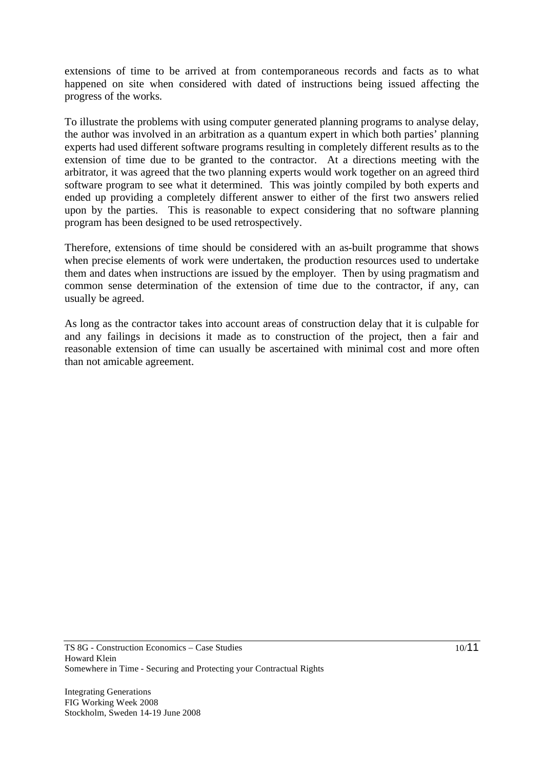extensions of time to be arrived at from contemporaneous records and facts as to what happened on site when considered with dated of instructions being issued affecting the progress of the works.

To illustrate the problems with using computer generated planning programs to analyse delay, the author was involved in an arbitration as a quantum expert in which both parties' planning experts had used different software programs resulting in completely different results as to the extension of time due to be granted to the contractor. At a directions meeting with the arbitrator, it was agreed that the two planning experts would work together on an agreed third software program to see what it determined. This was jointly compiled by both experts and ended up providing a completely different answer to either of the first two answers relied upon by the parties. This is reasonable to expect considering that no software planning program has been designed to be used retrospectively.

Therefore, extensions of time should be considered with an as-built programme that shows when precise elements of work were undertaken, the production resources used to undertake them and dates when instructions are issued by the employer. Then by using pragmatism and common sense determination of the extension of time due to the contractor, if any, can usually be agreed.

As long as the contractor takes into account areas of construction delay that it is culpable for and any failings in decisions it made as to construction of the project, then a fair and reasonable extension of time can usually be ascertained with minimal cost and more often than not amicable agreement.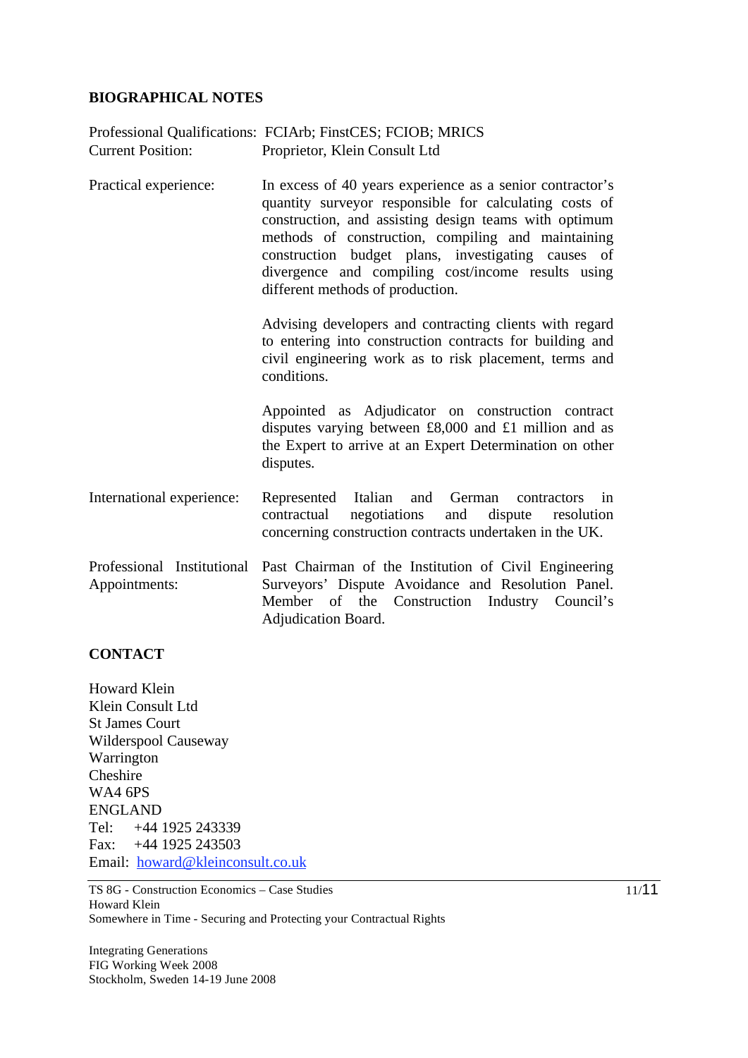## BIOGRAPHICAL NOTES

| | |
|---|---|
| Professional Qualifications: | FCIArb; FinstCES; FCIOB; MRICS |
| Current Position: | Proprietor, Klein Consult Ltd |
| Practical experience: | In excess of 40 years experience as a senior contractor's quantity surveyor responsible for calculating costs of construction, and assisting design teams with optimum methods of construction, compiling and maintaining construction budget plans, investigating causes of divergence and compiling cost/income results using different methods of production.<br><br>Advising developers and contracting clients with regard to entering into construction contracts for building and civil engineering work as to risk placement, terms and conditions.<br><br>Appointed as Adjudicator on construction contract disputes varying between £8,000 and £1 million and as the Expert to arrive at an Expert Determination on other disputes. |
| International experience: | Represented Italian and German contractors in contractual negotiations and dispute resolution concerning construction contracts undertaken in the UK. |
| Professional Institutional Appointments: | Past Chairman of the Institution of Civil Engineering Surveyors' Dispute Avoidance and Resolution Panel. Member of the Construction Industry Council's Adjudication Board. |

## CONTACT

Howard Klein  
Klein Consult Ltd  
St James Court  
Wilderspool Causeway  
Warrington  
Cheshire  
WA4 6PS  
ENGLAND  
Tel: +44 1925 243339  
Fax: +44 1925 243503  
Email: howard@kleinconsult.co.uk